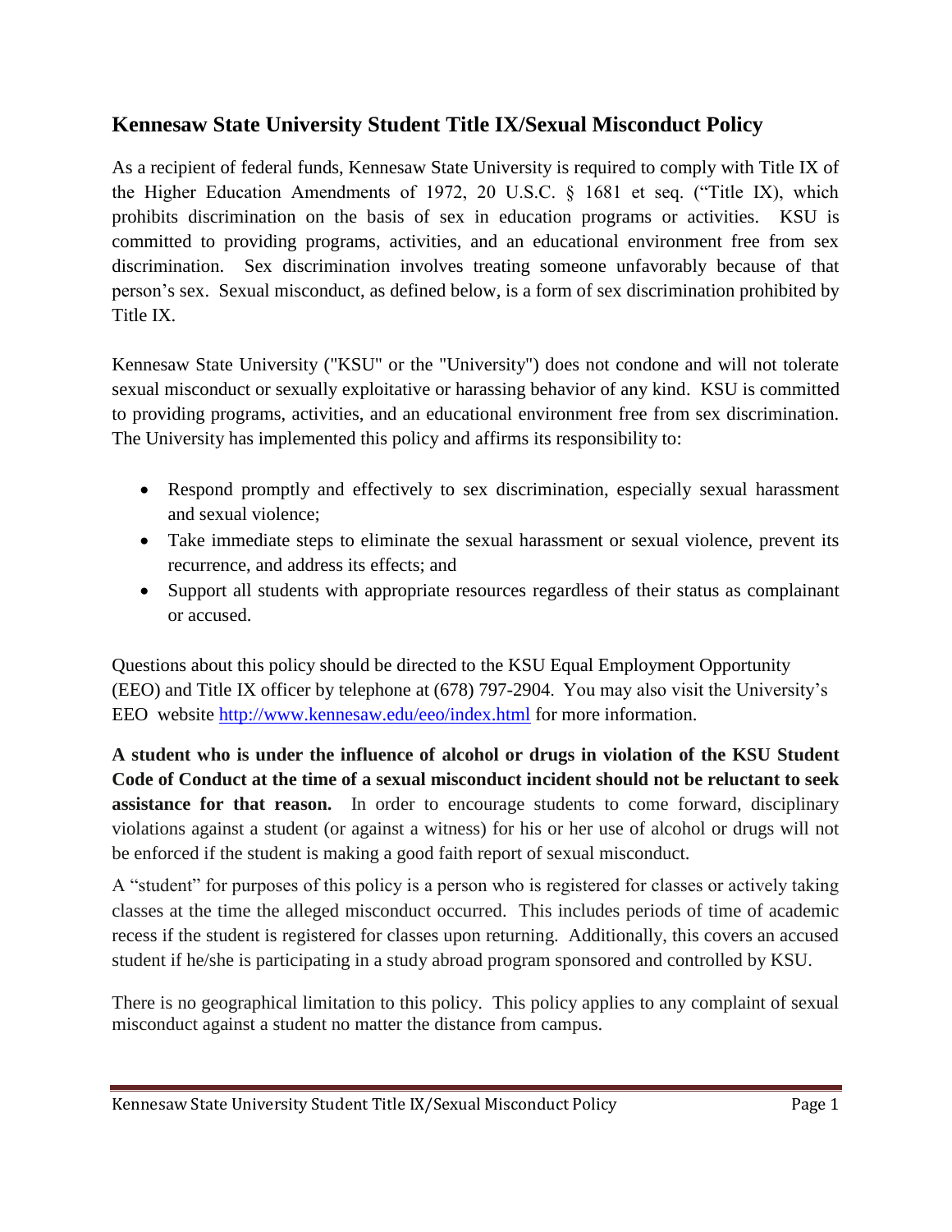## Kennesaw State University Student Title IX/Sexual Misconduct Policy

As a recipient of federal funds, Kennesaw State University is required to comply with Title IX of the Higher Education Amendments of 1972, 20 U.S.C. § 1681 et seq. ("Title IX), which prohibits discrimination on the basis of sex in education programs or activities. KSU is committed to providing programs, activities, and an educational environment free from sex discrimination. Sex discrimination involves treating someone unfavorably because of that person's sex. Sexual misconduct, as defined below, is a form of sex discrimination prohibited by Title IX.

Kennesaw State University ("KSU" or the "University") does not condone and will not tolerate sexual misconduct or sexually exploitative or harassing behavior of any kind. KSU is committed to providing programs, activities, and an educational environment free from sex discrimination. The University has implemented this policy and affirms its responsibility to:

- Respond promptly and effectively to sex discrimination, especially sexual harassment and sexual violence;
- Take immediate steps to eliminate the sexual harassment or sexual violence, prevent its recurrence, and address its effects; and
- Support all students with appropriate resources regardless of their status as complainant or accused.

Questions about this policy should be directed to the KSU Equal Employment Opportunity (EEO) and Title IX officer by telephone at (678) 797-2904. You may also visit the University's EEO website http://www.kennesaw.edu/eeo/index.html for more information.

**A student who is under the influence of alcohol or drugs in violation of the KSU Student Code of Conduct at the time of a sexual misconduct incident should not be reluctant to seek assistance for that reason.** In order to encourage students to come forward, disciplinary violations against a student (or against a witness) for his or her use of alcohol or drugs will not be enforced if the student is making a good faith report of sexual misconduct.

A "student" for purposes of this policy is a person who is registered for classes or actively taking classes at the time the alleged misconduct occurred. This includes periods of time of academic recess if the student is registered for classes upon returning. Additionally, this covers an accused student if he/she is participating in a study abroad program sponsored and controlled by KSU.

There is no geographical limitation to this policy. This policy applies to any complaint of sexual misconduct against a student no matter the distance from campus.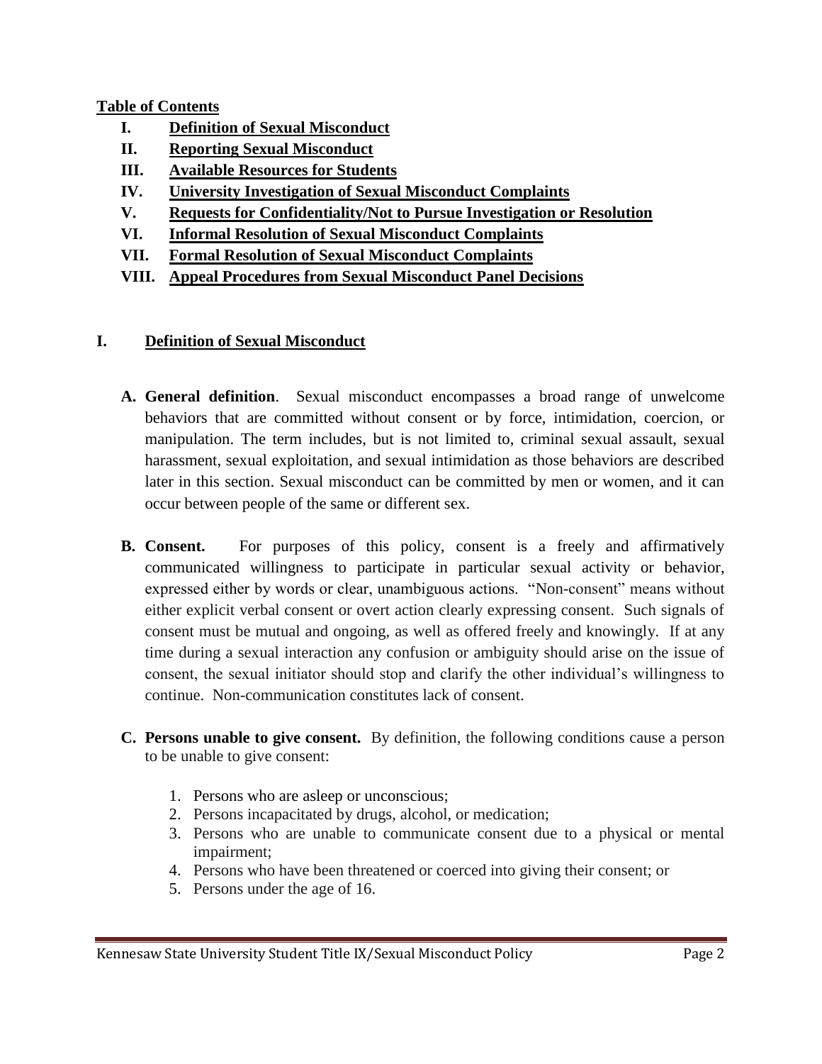**Table of Contents**

- **I. Definition of Sexual Misconduct**
- **II. Reporting Sexual Misconduct**
- **III. Available Resources for Students**
- **IV. University Investigation of Sexual Misconduct Complaints**
- **V. Requests for Confidentiality/Not to Pursue Investigation or Resolution**
- **VI. Informal Resolution of Sexual Misconduct Complaints**
- **VII. Formal Resolution of Sexual Misconduct Complaints**
- **VIII. Appeal Procedures from Sexual Misconduct Panel Decisions**

## I. Definition of Sexual Misconduct

**A. General definition**. Sexual misconduct encompasses a broad range of unwelcome behaviors that are committed without consent or by force, intimidation, coercion, or manipulation. The term includes, but is not limited to, criminal sexual assault, sexual harassment, sexual exploitation, and sexual intimidation as those behaviors are described later in this section. Sexual misconduct can be committed by men or women, and it can occur between people of the same or different sex.

**B. Consent.** For purposes of this policy, consent is a freely and affirmatively communicated willingness to participate in particular sexual activity or behavior, expressed either by words or clear, unambiguous actions. "Non-consent" means without either explicit verbal consent or overt action clearly expressing consent. Such signals of consent must be mutual and ongoing, as well as offered freely and knowingly. If at any time during a sexual interaction any confusion or ambiguity should arise on the issue of consent, the sexual initiator should stop and clarify the other individual's willingness to continue. Non-communication constitutes lack of consent.

**C. Persons unable to give consent.** By definition, the following conditions cause a person to be unable to give consent:

1. Persons who are asleep or unconscious;
2. Persons incapacitated by drugs, alcohol, or medication;
3. Persons who are unable to communicate consent due to a physical or mental impairment;
4. Persons who have been threatened or coerced into giving their consent; or
5. Persons under the age of 16.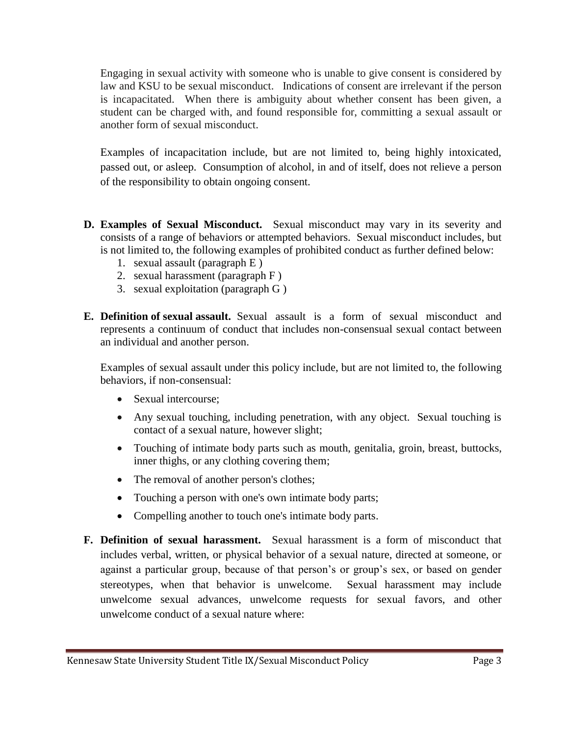Engaging in sexual activity with someone who is unable to give consent is considered by law and KSU to be sexual misconduct. Indications of consent are irrelevant if the person is incapacitated. When there is ambiguity about whether consent has been given, a student can be charged with, and found responsible for, committing a sexual assault or another form of sexual misconduct.

Examples of incapacitation include, but are not limited to, being highly intoxicated, passed out, or asleep. Consumption of alcohol, in and of itself, does not relieve a person of the responsibility to obtain ongoing consent.

**D. Examples of Sexual Misconduct.** Sexual misconduct may vary in its severity and consists of a range of behaviors or attempted behaviors. Sexual misconduct includes, but is not limited to, the following examples of prohibited conduct as further defined below:

1. sexual assault (paragraph E )
2. sexual harassment (paragraph F )
3. sexual exploitation (paragraph G )

**E. Definition of sexual assault.** Sexual assault is a form of sexual misconduct and represents a continuum of conduct that includes non-consensual sexual contact between an individual and another person.

Examples of sexual assault under this policy include, but are not limited to, the following behaviors, if non-consensual:

- Sexual intercourse;
- Any sexual touching, including penetration, with any object. Sexual touching is contact of a sexual nature, however slight;
- Touching of intimate body parts such as mouth, genitalia, groin, breast, buttocks, inner thighs, or any clothing covering them;
- The removal of another person's clothes;
- Touching a person with one's own intimate body parts;
- Compelling another to touch one's intimate body parts.

**F. Definition of sexual harassment.** Sexual harassment is a form of misconduct that includes verbal, written, or physical behavior of a sexual nature, directed at someone, or against a particular group, because of that person's or group's sex, or based on gender stereotypes, when that behavior is unwelcome. Sexual harassment may include unwelcome sexual advances, unwelcome requests for sexual favors, and other unwelcome conduct of a sexual nature where: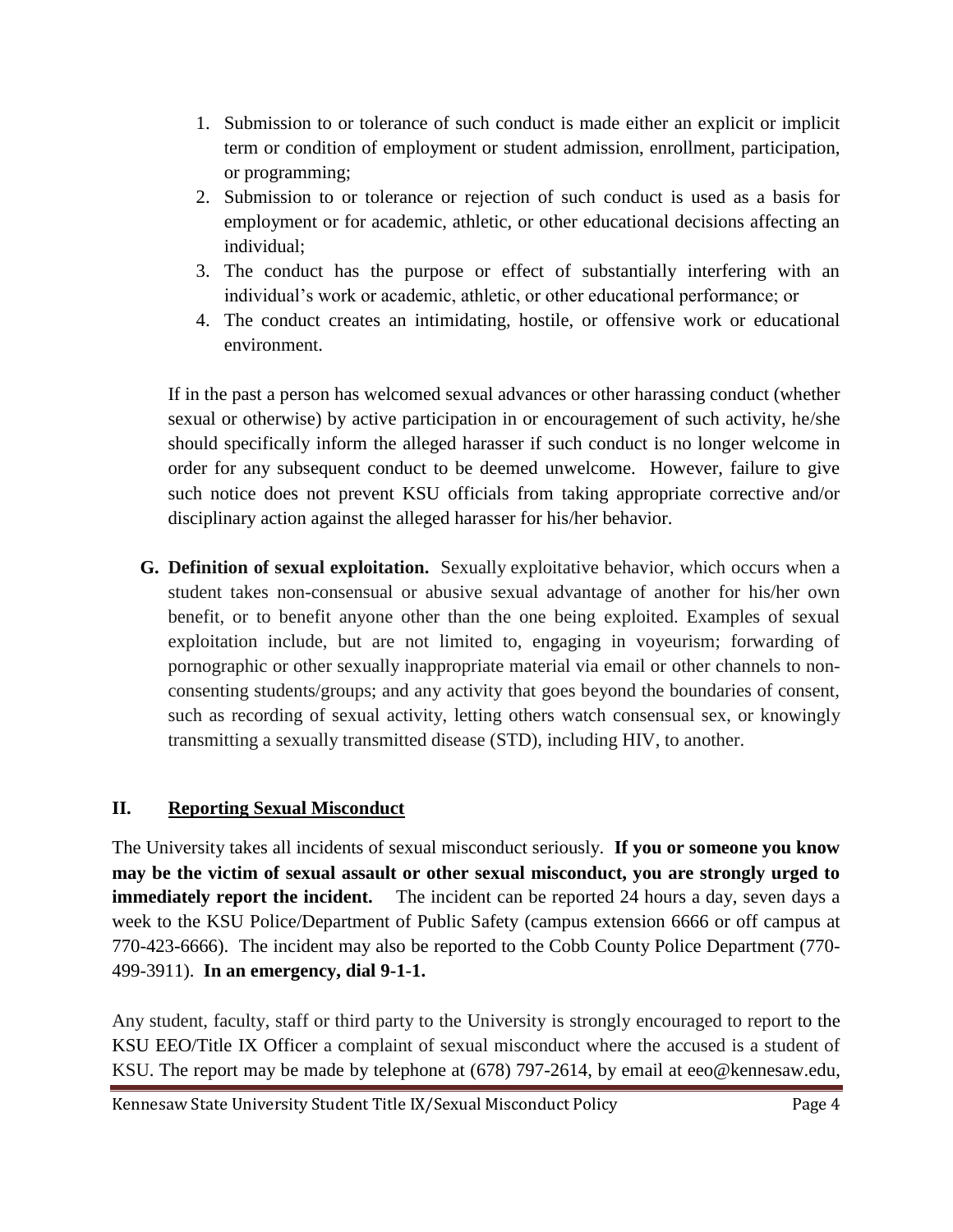1. Submission to or tolerance of such conduct is made either an explicit or implicit term or condition of employment or student admission, enrollment, participation, or programming;
2. Submission to or tolerance or rejection of such conduct is used as a basis for employment or for academic, athletic, or other educational decisions affecting an individual;
3. The conduct has the purpose or effect of substantially interfering with an individual's work or academic, athletic, or other educational performance; or
4. The conduct creates an intimidating, hostile, or offensive work or educational environment.

If in the past a person has welcomed sexual advances or other harassing conduct (whether sexual or otherwise) by active participation in or encouragement of such activity, he/she should specifically inform the alleged harasser if such conduct is no longer welcome in order for any subsequent conduct to be deemed unwelcome. However, failure to give such notice does not prevent KSU officials from taking appropriate corrective and/or disciplinary action against the alleged harasser for his/her behavior.

**G. Definition of sexual exploitation.** Sexually exploitative behavior, which occurs when a student takes non-consensual or abusive sexual advantage of another for his/her own benefit, or to benefit anyone other than the one being exploited. Examples of sexual exploitation include, but are not limited to, engaging in voyeurism; forwarding of pornographic or other sexually inappropriate material via email or other channels to non-consenting students/groups; and any activity that goes beyond the boundaries of consent, such as recording of sexual activity, letting others watch consensual sex, or knowingly transmitting a sexually transmitted disease (STD), including HIV, to another.

## II. Reporting Sexual Misconduct

The University takes all incidents of sexual misconduct seriously. **If you or someone you know may be the victim of sexual assault or other sexual misconduct, you are strongly urged to immediately report the incident.** The incident can be reported 24 hours a day, seven days a week to the KSU Police/Department of Public Safety (campus extension 6666 or off campus at 770-423-6666). The incident may also be reported to the Cobb County Police Department (770-499-3911). **In an emergency, dial 9-1-1.**

Any student, faculty, staff or third party to the University is strongly encouraged to report to the KSU EEO/Title IX Officer a complaint of sexual misconduct where the accused is a student of KSU. The report may be made by telephone at (678) 797-2614, by email at eeo@kennesaw.edu,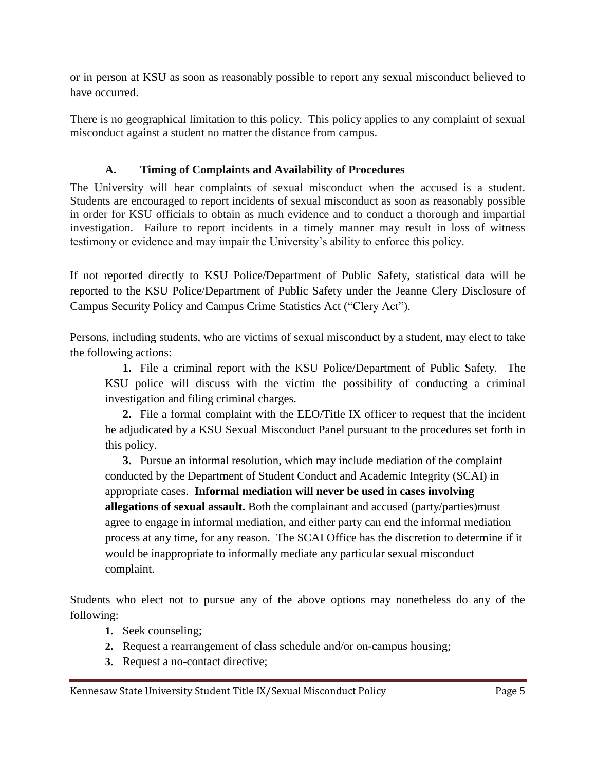or in person at KSU as soon as reasonably possible to report any sexual misconduct believed to have occurred.

There is no geographical limitation to this policy. This policy applies to any complaint of sexual misconduct against a student no matter the distance from campus.

### A. Timing of Complaints and Availability of Procedures

The University will hear complaints of sexual misconduct when the accused is a student. Students are encouraged to report incidents of sexual misconduct as soon as reasonably possible in order for KSU officials to obtain as much evidence and to conduct a thorough and impartial investigation. Failure to report incidents in a timely manner may result in loss of witness testimony or evidence and may impair the University's ability to enforce this policy.

If not reported directly to KSU Police/Department of Public Safety, statistical data will be reported to the KSU Police/Department of Public Safety under the Jeanne Clery Disclosure of Campus Security Policy and Campus Crime Statistics Act ("Clery Act").

Persons, including students, who are victims of sexual misconduct by a student, may elect to take the following actions:

1. File a criminal report with the KSU Police/Department of Public Safety. The KSU police will discuss with the victim the possibility of conducting a criminal investigation and filing criminal charges.
2. File a formal complaint with the EEO/Title IX officer to request that the incident be adjudicated by a KSU Sexual Misconduct Panel pursuant to the procedures set forth in this policy.
3. Pursue an informal resolution, which may include mediation of the complaint conducted by the Department of Student Conduct and Academic Integrity (SCAI) in appropriate cases. **Informal mediation will never be used in cases involving allegations of sexual assault.** Both the complainant and accused (party/parties)must agree to engage in informal mediation, and either party can end the informal mediation process at any time, for any reason. The SCAI Office has the discretion to determine if it would be inappropriate to informally mediate any particular sexual misconduct complaint.

Students who elect not to pursue any of the above options may nonetheless do any of the following:

1. Seek counseling;
2. Request a rearrangement of class schedule and/or on-campus housing;
3. Request a no-contact directive;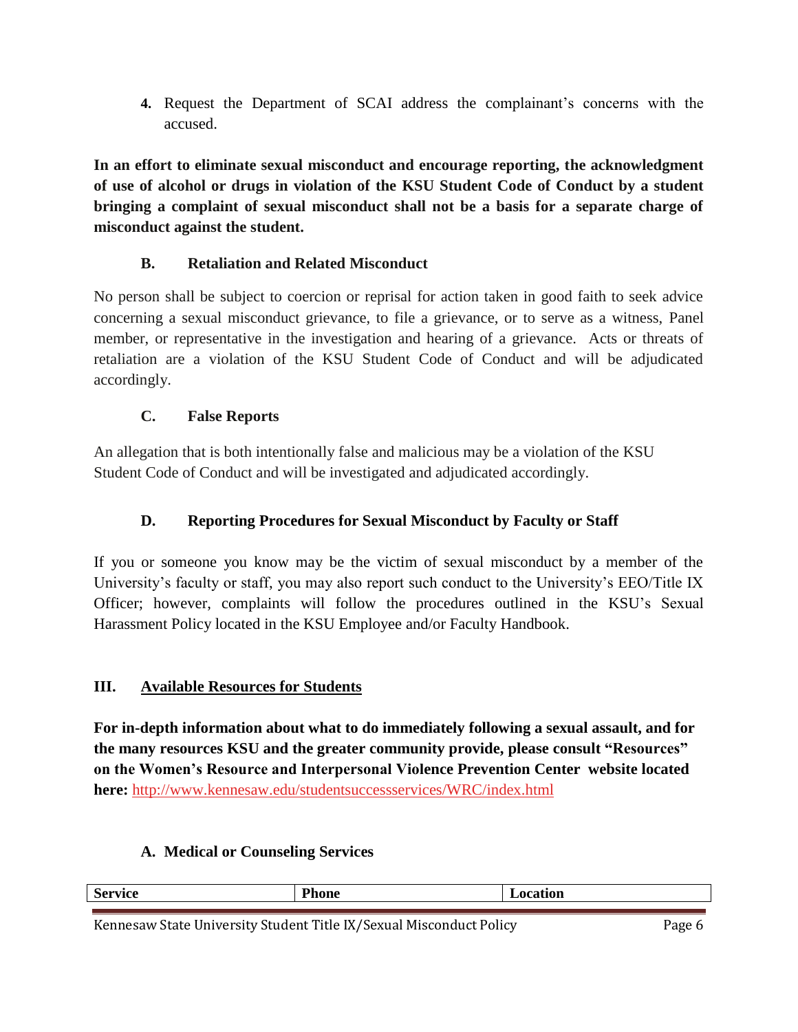4. Request the Department of SCAI address the complainant's concerns with the accused.

**In an effort to eliminate sexual misconduct and encourage reporting, the acknowledgment of use of alcohol or drugs in violation of the KSU Student Code of Conduct by a student bringing a complaint of sexual misconduct shall not be a basis for a separate charge of misconduct against the student.**

### B. Retaliation and Related Misconduct

No person shall be subject to coercion or reprisal for action taken in good faith to seek advice concerning a sexual misconduct grievance, to file a grievance, or to serve as a witness, Panel member, or representative in the investigation and hearing of a grievance. Acts or threats of retaliation are a violation of the KSU Student Code of Conduct and will be adjudicated accordingly.

### C. False Reports

An allegation that is both intentionally false and malicious may be a violation of the KSU Student Code of Conduct and will be investigated and adjudicated accordingly.

### D. Reporting Procedures for Sexual Misconduct by Faculty or Staff

If you or someone you know may be the victim of sexual misconduct by a member of the University's faculty or staff, you may also report such conduct to the University's EEO/Title IX Officer; however, complaints will follow the procedures outlined in the KSU's Sexual Harassment Policy located in the KSU Employee and/or Faculty Handbook.

## III. Available Resources for Students

**For in-depth information about what to do immediately following a sexual assault, and for the many resources KSU and the greater community provide, please consult "Resources" on the Women's Resource and Interpersonal Violence Prevention Center website located here:** http://www.kennesaw.edu/studentsuccessservices/WRC/index.html

### A. Medical or Counseling Services

| Service | Phone | Location |
|---|---|---|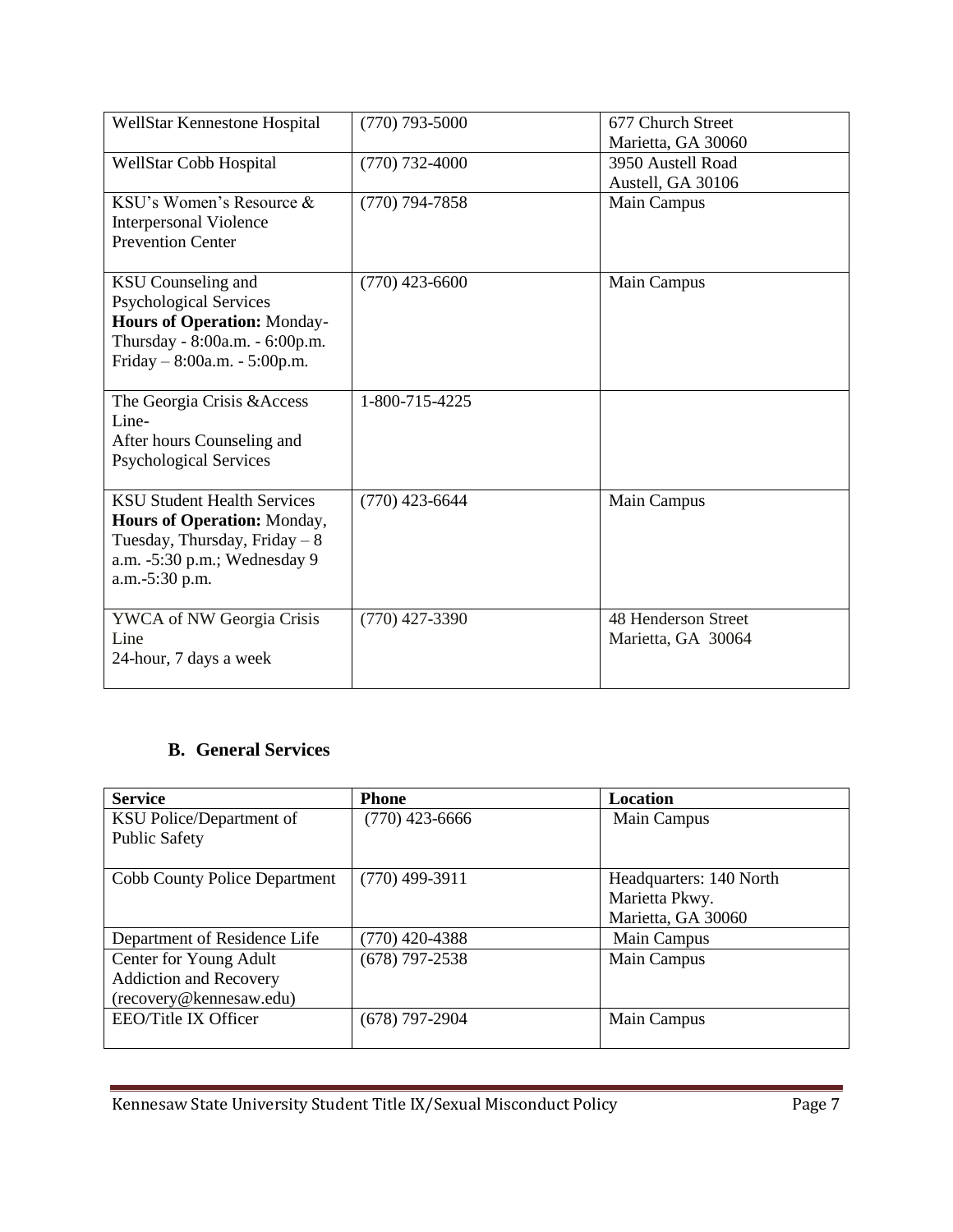| | | |
|---|---|---|
| WellStar Kennestone Hospital | (770) 793-5000 | 677 Church Street Marietta, GA 30060 |
| WellStar Cobb Hospital | (770) 732-4000 | 3950 Austell Road Austell, GA 30106 |
| KSU's Women's Resource & Interpersonal Violence Prevention Center | (770) 794-7858 | Main Campus |
| KSU Counseling and Psychological Services **Hours of Operation:** Monday-Thursday - 8:00a.m. - 6:00p.m. Friday – 8:00a.m. - 5:00p.m. | (770) 423-6600 | Main Campus |
| The Georgia Crisis &Access Line- After hours Counseling and Psychological Services | 1-800-715-4225 | |
| KSU Student Health Services **Hours of Operation:** Monday, Tuesday, Thursday, Friday – 8 a.m. -5:30 p.m.; Wednesday 9 a.m.-5:30 p.m. | (770) 423-6644 | Main Campus |
| YWCA of NW Georgia Crisis Line 24-hour, 7 days a week | (770) 427-3390 | 48 Henderson Street Marietta, GA 30064 |

### B. General Services

| Service | Phone | Location |
|---|---|---|
| KSU Police/Department of Public Safety | (770) 423-6666 | Main Campus |
| Cobb County Police Department | (770) 499-3911 | Headquarters: 140 North Marietta Pkwy. Marietta, GA 30060 |
| Department of Residence Life | (770) 420-4388 | Main Campus |
| Center for Young Adult Addiction and Recovery (recovery@kennesaw.edu) | (678) 797-2538 | Main Campus |
| EEO/Title IX Officer | (678) 797-2904 | Main Campus |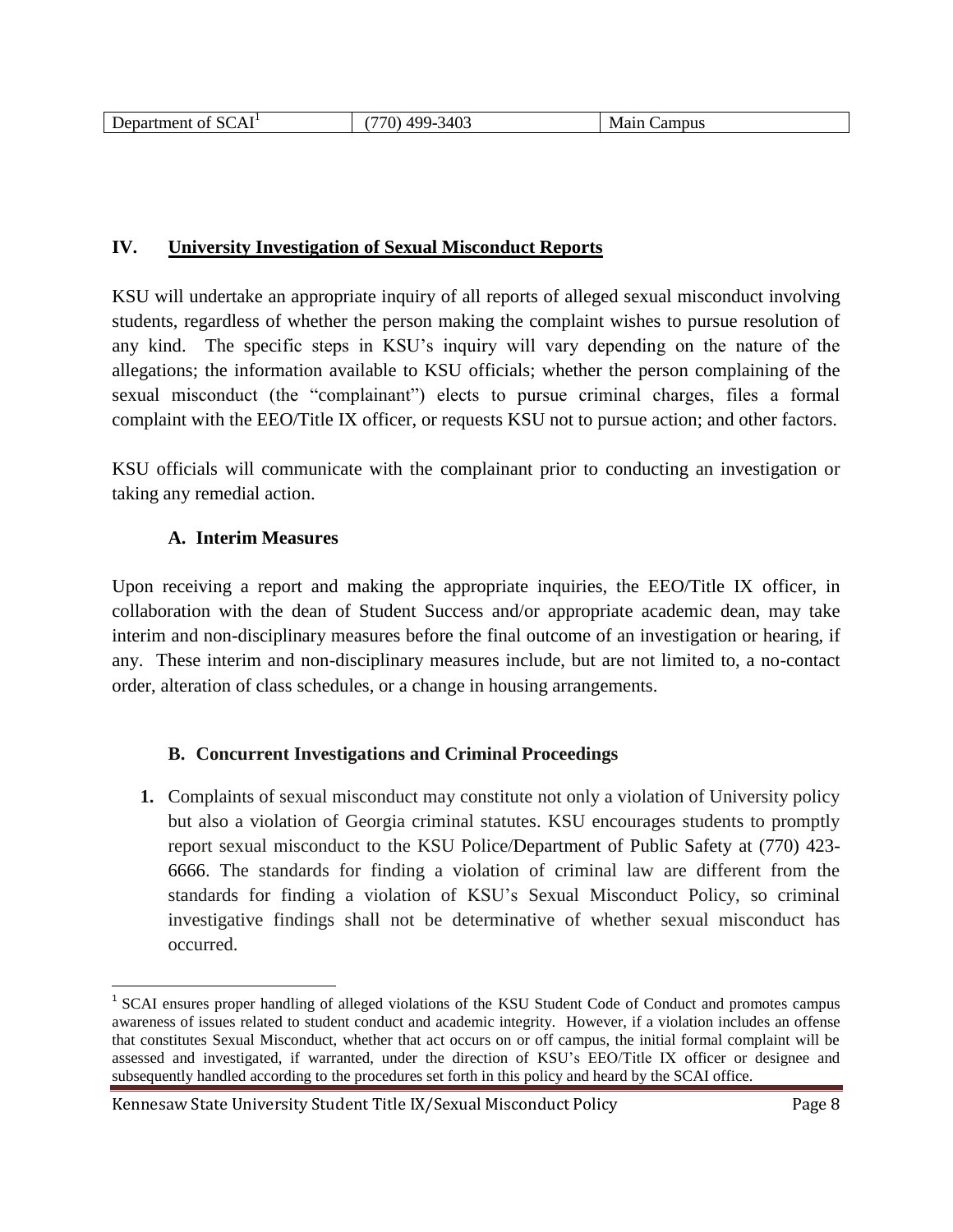| Department of SCAI[1] | (770) 499-3403 | Main Campus |
|---|---|---|

## IV. University Investigation of Sexual Misconduct Reports

KSU will undertake an appropriate inquiry of all reports of alleged sexual misconduct involving students, regardless of whether the person making the complaint wishes to pursue resolution of any kind. The specific steps in KSU's inquiry will vary depending on the nature of the allegations; the information available to KSU officials; whether the person complaining of the sexual misconduct (the "complainant") elects to pursue criminal charges, files a formal complaint with the EEO/Title IX officer, or requests KSU not to pursue action; and other factors.

KSU officials will communicate with the complainant prior to conducting an investigation or taking any remedial action.

### A. Interim Measures

Upon receiving a report and making the appropriate inquiries, the EEO/Title IX officer, in collaboration with the dean of Student Success and/or appropriate academic dean, may take interim and non-disciplinary measures before the final outcome of an investigation or hearing, if any. These interim and non-disciplinary measures include, but are not limited to, a no-contact order, alteration of class schedules, or a change in housing arrangements.

### B. Concurrent Investigations and Criminal Proceedings

1. Complaints of sexual misconduct may constitute not only a violation of University policy but also a violation of Georgia criminal statutes. KSU encourages students to promptly report sexual misconduct to the KSU Police/Department of Public Safety at (770) 423-6666. The standards for finding a violation of criminal law are different from the standards for finding a violation of KSU's Sexual Misconduct Policy, so criminal investigative findings shall not be determinative of whether sexual misconduct has occurred.

[1] SCAI ensures proper handling of alleged violations of the KSU Student Code of Conduct and promotes campus awareness of issues related to student conduct and academic integrity. However, if a violation includes an offense that constitutes Sexual Misconduct, whether that act occurs on or off campus, the initial formal complaint will be assessed and investigated, if warranted, under the direction of KSU's EEO/Title IX officer or designee and subsequently handled according to the procedures set forth in this policy and heard by the SCAI office.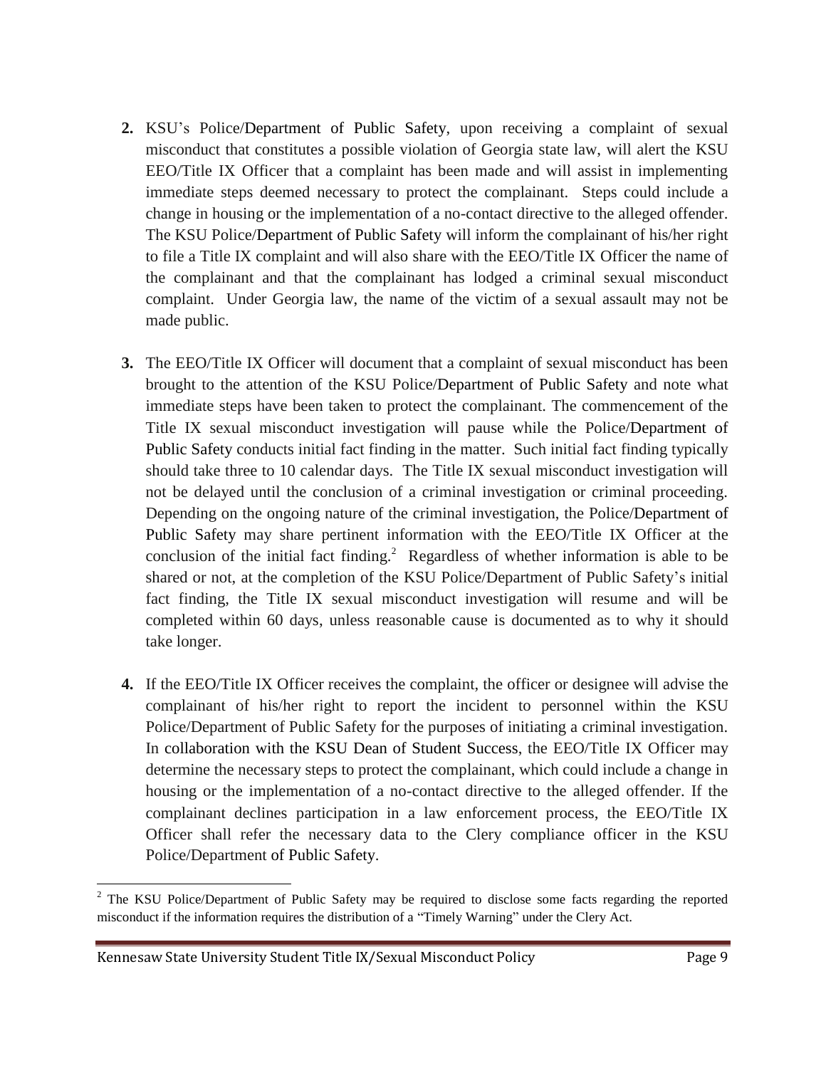2. KSU's Police/Department of Public Safety, upon receiving a complaint of sexual misconduct that constitutes a possible violation of Georgia state law, will alert the KSU EEO/Title IX Officer that a complaint has been made and will assist in implementing immediate steps deemed necessary to protect the complainant. Steps could include a change in housing or the implementation of a no-contact directive to the alleged offender. The KSU Police/Department of Public Safety will inform the complainant of his/her right to file a Title IX complaint and will also share with the EEO/Title IX Officer the name of the complainant and that the complainant has lodged a criminal sexual misconduct complaint. Under Georgia law, the name of the victim of a sexual assault may not be made public.

3. The EEO/Title IX Officer will document that a complaint of sexual misconduct has been brought to the attention of the KSU Police/Department of Public Safety and note what immediate steps have been taken to protect the complainant. The commencement of the Title IX sexual misconduct investigation will pause while the Police/Department of Public Safety conducts initial fact finding in the matter. Such initial fact finding typically should take three to 10 calendar days. The Title IX sexual misconduct investigation will not be delayed until the conclusion of a criminal investigation or criminal proceeding. Depending on the ongoing nature of the criminal investigation, the Police/Department of Public Safety may share pertinent information with the EEO/Title IX Officer at the conclusion of the initial fact finding.[2] Regardless of whether information is able to be shared or not, at the completion of the KSU Police/Department of Public Safety's initial fact finding, the Title IX sexual misconduct investigation will resume and will be completed within 60 days, unless reasonable cause is documented as to why it should take longer.

4. If the EEO/Title IX Officer receives the complaint, the officer or designee will advise the complainant of his/her right to report the incident to personnel within the KSU Police/Department of Public Safety for the purposes of initiating a criminal investigation. In collaboration with the KSU Dean of Student Success, the EEO/Title IX Officer may determine the necessary steps to protect the complainant, which could include a change in housing or the implementation of a no-contact directive to the alleged offender. If the complainant declines participation in a law enforcement process, the EEO/Title IX Officer shall refer the necessary data to the Clery compliance officer in the KSU Police/Department of Public Safety.

---

[2] The KSU Police/Department of Public Safety may be required to disclose some facts regarding the reported misconduct if the information requires the distribution of a "Timely Warning" under the Clery Act.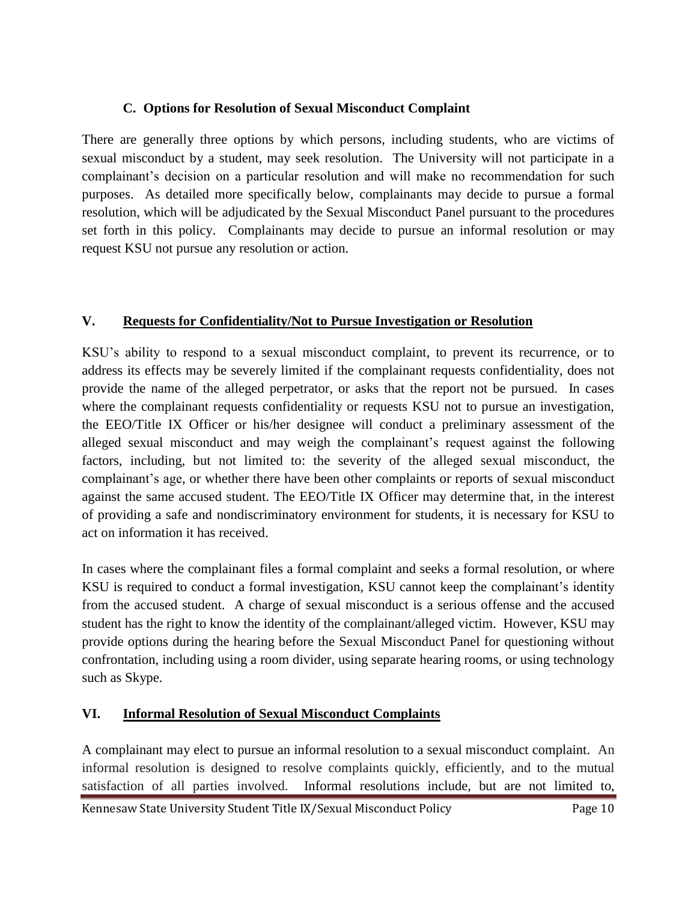### C. Options for Resolution of Sexual Misconduct Complaint

There are generally three options by which persons, including students, who are victims of sexual misconduct by a student, may seek resolution. The University will not participate in a complainant's decision on a particular resolution and will make no recommendation for such purposes. As detailed more specifically below, complainants may decide to pursue a formal resolution, which will be adjudicated by the Sexual Misconduct Panel pursuant to the procedures set forth in this policy. Complainants may decide to pursue an informal resolution or may request KSU not pursue any resolution or action.

## V. Requests for Confidentiality/Not to Pursue Investigation or Resolution

KSU's ability to respond to a sexual misconduct complaint, to prevent its recurrence, or to address its effects may be severely limited if the complainant requests confidentiality, does not provide the name of the alleged perpetrator, or asks that the report not be pursued. In cases where the complainant requests confidentiality or requests KSU not to pursue an investigation, the EEO/Title IX Officer or his/her designee will conduct a preliminary assessment of the alleged sexual misconduct and may weigh the complainant's request against the following factors, including, but not limited to: the severity of the alleged sexual misconduct, the complainant's age, or whether there have been other complaints or reports of sexual misconduct against the same accused student. The EEO/Title IX Officer may determine that, in the interest of providing a safe and nondiscriminatory environment for students, it is necessary for KSU to act on information it has received.

In cases where the complainant files a formal complaint and seeks a formal resolution, or where KSU is required to conduct a formal investigation, KSU cannot keep the complainant's identity from the accused student. A charge of sexual misconduct is a serious offense and the accused student has the right to know the identity of the complainant/alleged victim. However, KSU may provide options during the hearing before the Sexual Misconduct Panel for questioning without confrontation, including using a room divider, using separate hearing rooms, or using technology such as Skype.

## VI. Informal Resolution of Sexual Misconduct Complaints

A complainant may elect to pursue an informal resolution to a sexual misconduct complaint. An informal resolution is designed to resolve complaints quickly, efficiently, and to the mutual satisfaction of all parties involved. Informal resolutions include, but are not limited to,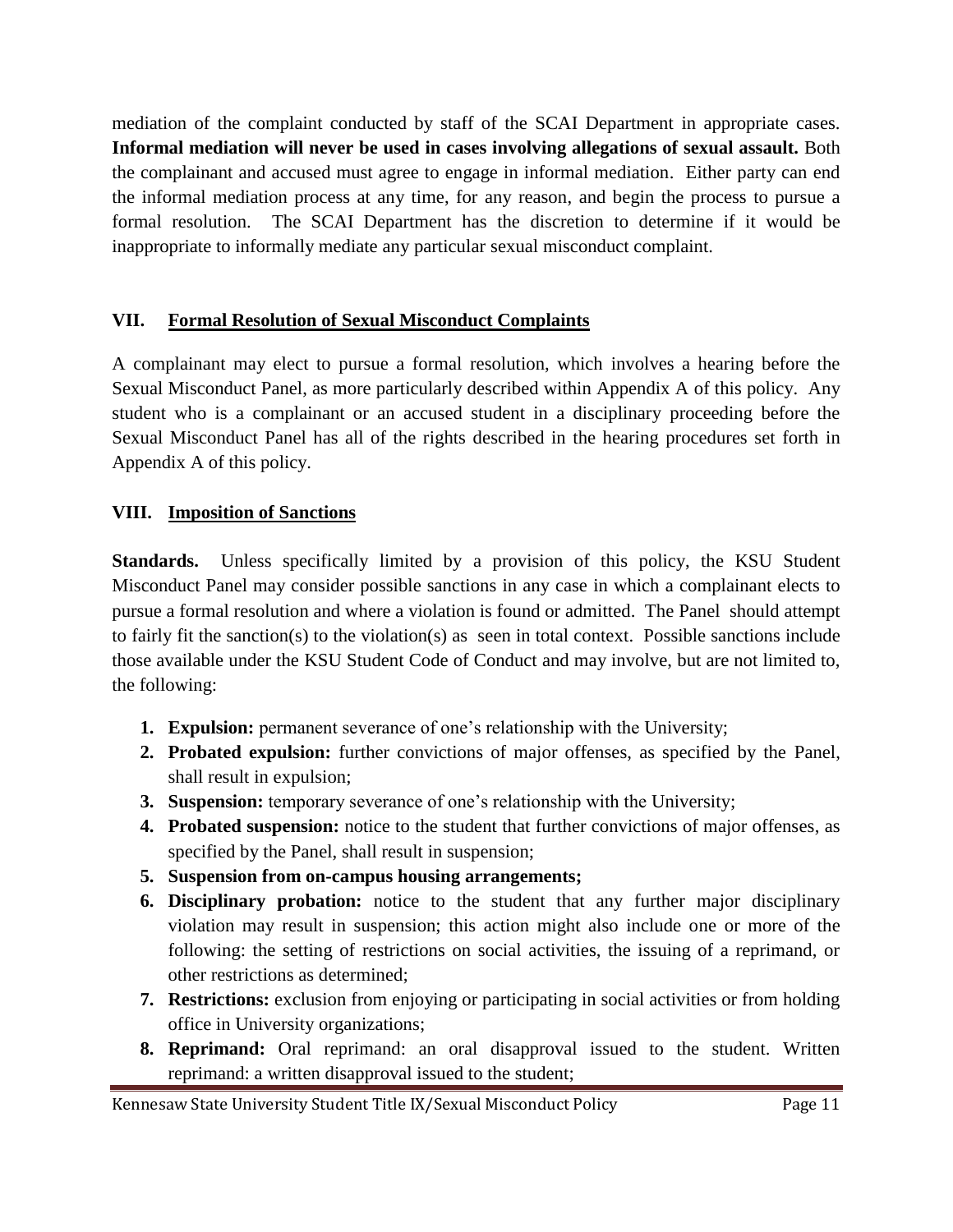mediation of the complaint conducted by staff of the SCAI Department in appropriate cases. **Informal mediation will never be used in cases involving allegations of sexual assault.** Both the complainant and accused must agree to engage in informal mediation. Either party can end the informal mediation process at any time, for any reason, and begin the process to pursue a formal resolution. The SCAI Department has the discretion to determine if it would be inappropriate to informally mediate any particular sexual misconduct complaint.

## VII. Formal Resolution of Sexual Misconduct Complaints

A complainant may elect to pursue a formal resolution, which involves a hearing before the Sexual Misconduct Panel, as more particularly described within Appendix A of this policy. Any student who is a complainant or an accused student in a disciplinary proceeding before the Sexual Misconduct Panel has all of the rights described in the hearing procedures set forth in Appendix A of this policy.

## VIII. Imposition of Sanctions

**Standards.** Unless specifically limited by a provision of this policy, the KSU Student Misconduct Panel may consider possible sanctions in any case in which a complainant elects to pursue a formal resolution and where a violation is found or admitted. The Panel should attempt to fairly fit the sanction(s) to the violation(s) as seen in total context. Possible sanctions include those available under the KSU Student Code of Conduct and may involve, but are not limited to, the following:

1. **Expulsion:** permanent severance of one's relationship with the University;
2. **Probated expulsion:** further convictions of major offenses, as specified by the Panel, shall result in expulsion;
3. **Suspension:** temporary severance of one's relationship with the University;
4. **Probated suspension:** notice to the student that further convictions of major offenses, as specified by the Panel, shall result in suspension;
5. **Suspension from on-campus housing arrangements;**
6. **Disciplinary probation:** notice to the student that any further major disciplinary violation may result in suspension; this action might also include one or more of the following: the setting of restrictions on social activities, the issuing of a reprimand, or other restrictions as determined;
7. **Restrictions:** exclusion from enjoying or participating in social activities or from holding office in University organizations;
8. **Reprimand:** Oral reprimand: an oral disapproval issued to the student. Written reprimand: a written disapproval issued to the student;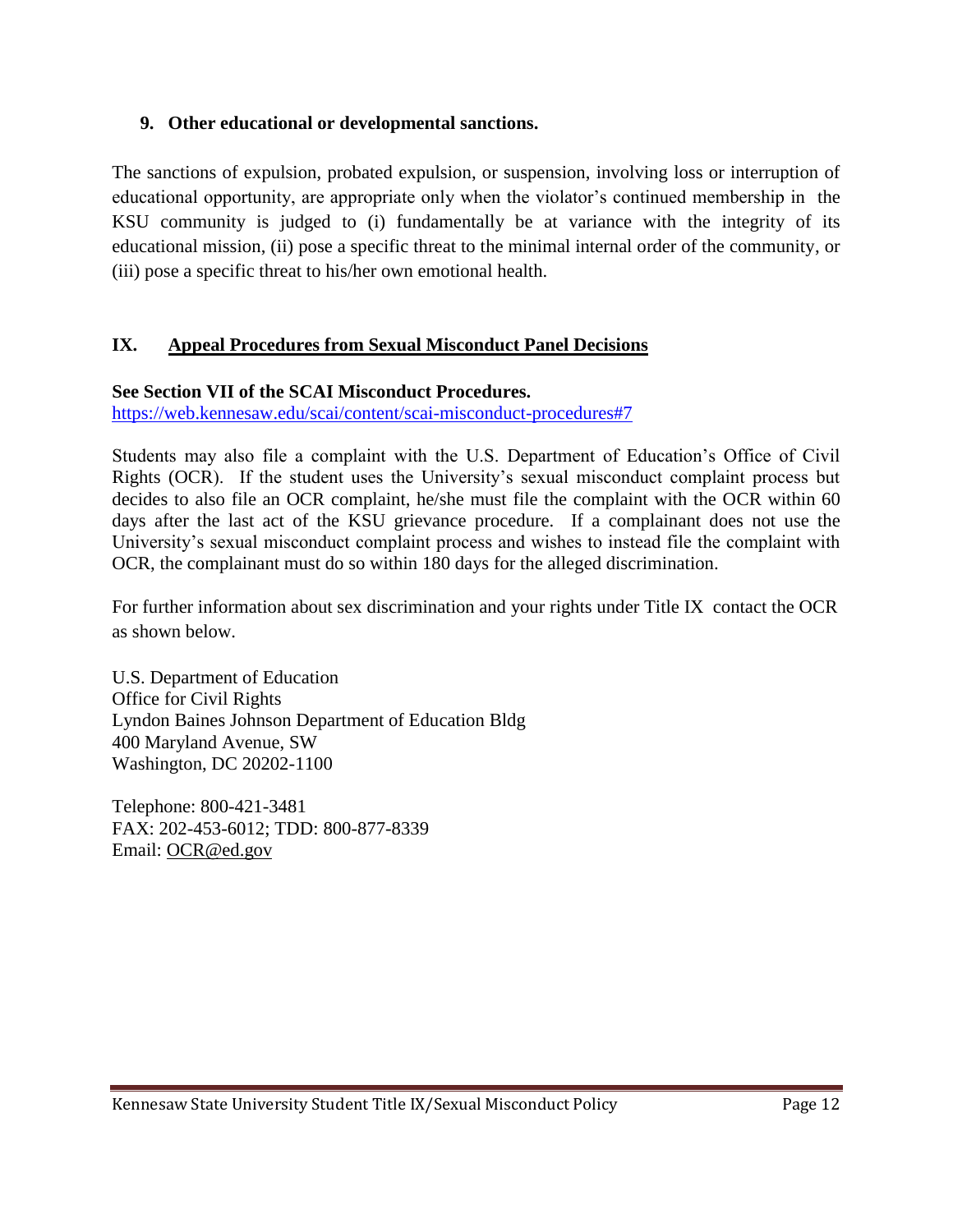**9. Other educational or developmental sanctions.**

The sanctions of expulsion, probated expulsion, or suspension, involving loss or interruption of educational opportunity, are appropriate only when the violator's continued membership in the KSU community is judged to (i) fundamentally be at variance with the integrity of its educational mission, (ii) pose a specific threat to the minimal internal order of the community, or (iii) pose a specific threat to his/her own emotional health.

## IX. Appeal Procedures from Sexual Misconduct Panel Decisions

**See Section VII of the SCAI Misconduct Procedures.**
https://web.kennesaw.edu/scai/content/scai-misconduct-procedures#7

Students may also file a complaint with the U.S. Department of Education's Office of Civil Rights (OCR). If the student uses the University's sexual misconduct complaint process but decides to also file an OCR complaint, he/she must file the complaint with the OCR within 60 days after the last act of the KSU grievance procedure. If a complainant does not use the University's sexual misconduct complaint process and wishes to instead file the complaint with OCR, the complainant must do so within 180 days for the alleged discrimination.

For further information about sex discrimination and your rights under Title IX contact the OCR as shown below.

U.S. Department of Education
Office for Civil Rights
Lyndon Baines Johnson Department of Education Bldg
400 Maryland Avenue, SW
Washington, DC 20202-1100

Telephone: 800-421-3481
FAX: 202-453-6012; TDD: 800-877-8339
Email: OCR@ed.gov